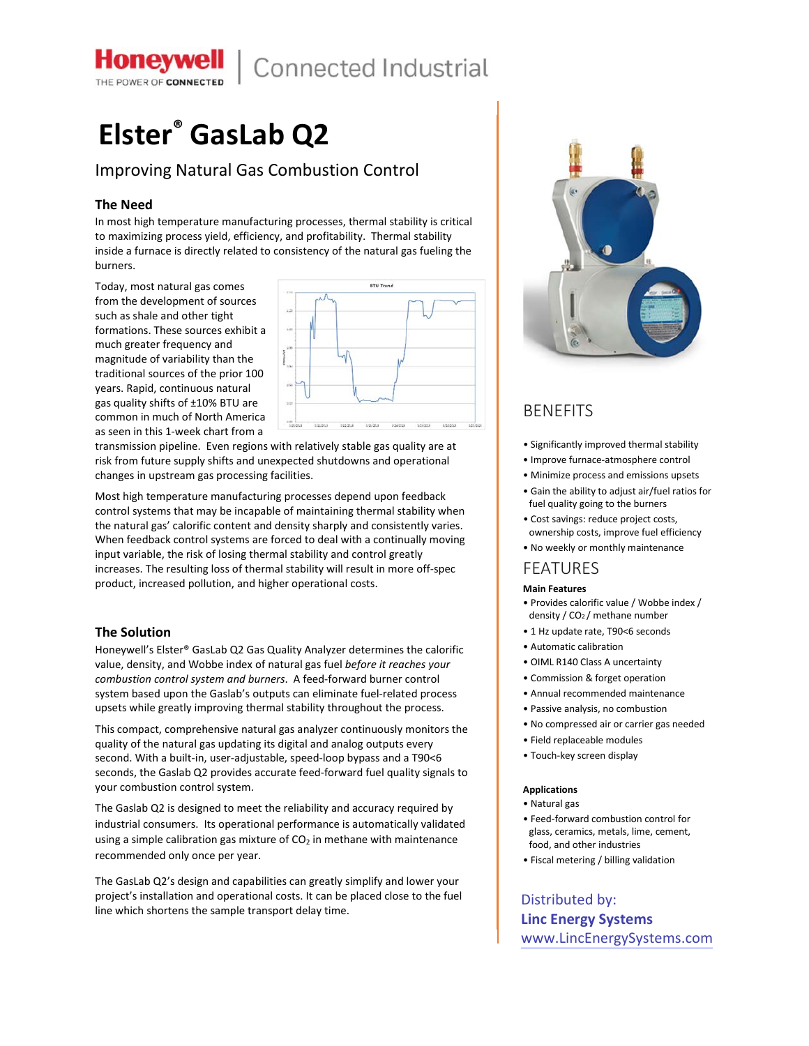Honeywell | Connected Industrial

THE POWER OF CONNECTED

# Elster® GasLab Q2

## Improving Natural Gas Combustion Control

### The Need

In most high temperature manufacturing processes, thermal stability is critical to maximizing process yield, efficiency, and profitability. Thermal stability inside a furnace is directly related to consistency of the natural gas fueling the burners.

Today, most natural gas comes from the development of sources such as shale and other tight formations. These sources exhibit a much greater frequency and magnitude of variability than the traditional sources of the prior 100 years. Rapid, continuous natural gas quality shifts of ±10% BTU are common in much of North America as seen in this 1-week chart from a transmission pipeline. Even regions with relatively stable gas quality are at risk from future supply shifts and unexpected shutdowns and operational changes in upstream gas processing facilities.

Most high temperature manufacturing processes depend upon feedback control systems that may be incapable of maintaining thermal stability when the natural gas' calorific content and density sharply and consistently varies. When feedback control systems are forced to deal with a continually moving input variable, the risk of losing thermal stability and control greatly increases. The resulting loss of thermal stability will result in more off-spec product, increased pollution, and higher operational costs.

### The Solution

Honeywell's Elster® GasLab Q2 Gas Quality Analyzer determines the calorific value, density, and Wobbe index of natural gas fuel *before it reaches your combustion control system and burners*. A feed-forward burner control system based upon the Gaslab's outputs can eliminate fuel-related process upsets while greatly improving thermal stability throughout the process.

This compact, comprehensive natural gas analyzer continuously monitors the quality of the natural gas updating its digital and analog outputs every second. With a built-in, user-adjustable, speed-loop bypass and a T90<6 seconds, the Gaslab Q2 provides accurate feed-forward fuel quality signals to your combustion control system.

The Gaslab Q2 is designed to meet the reliability and accuracy required by industrial consumers. Its operational performance is automatically validated using a simple calibration gas mixture of $CO_2$ in methane with maintenance recommended only once per year.

The GasLab Q2's design and capabilities can greatly simplify and lower your project's installation and operational costs. It can be placed close to the fuel line which shortens the sample transport delay time.

## BENEFITS

- Significantly improved thermal stability
- Improve furnace-atmosphere control
- Minimize process and emissions upsets
- Gain the ability to adjust air/fuel ratios for fuel quality going to the burners
- Cost savings: reduce project costs, ownership costs, improve fuel efficiency
- No weekly or monthly maintenance

## FEATURES

**Main Features**

- Provides calorific value / Wobbe index / density / $CO_2$ / methane number
- 1 Hz update rate, T90<6 seconds
- Automatic calibration
- OIML R140 Class A uncertainty
- Commission & forget operation
- Annual recommended maintenance
- Passive analysis, no combustion
- No compressed air or carrier gas needed
- Field replaceable modules
- Touch-key screen display

**Applications**

- Natural gas
- Feed-forward combustion control for glass, ceramics, metals, lime, cement, food, and other industries
- Fiscal metering / billing validation

Distributed by:
**Linc Energy Systems**
www.LincEnergySystems.com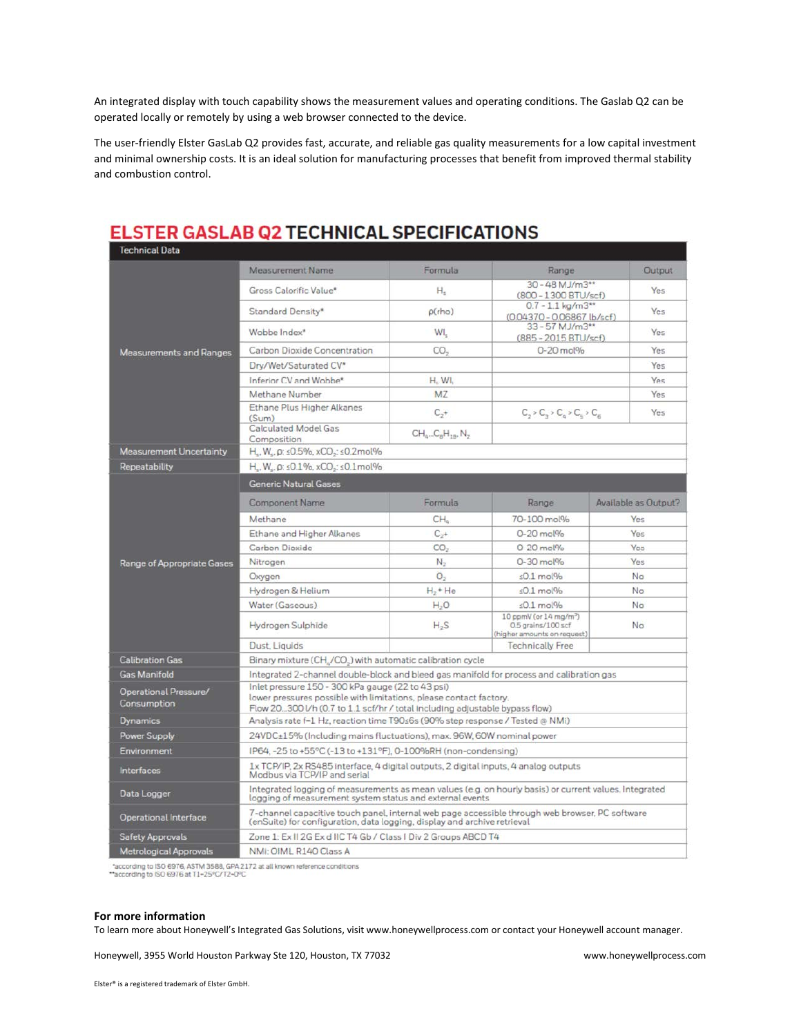An integrated display with touch capability shows the measurement values and operating conditions. The Gaslab Q2 can be operated locally or remotely by using a web browser connected to the device.

The user-friendly Elster GasLab Q2 provides fast, accurate, and reliable gas quality measurements for a low capital investment and minimal ownership costs. It is an ideal solution for manufacturing processes that benefit from improved thermal stability and combustion control.

## ELSTER GASLAB Q2 TECHNICAL SPECIFICATIONS

| Technical Data | | | | |
|---|---|---|---|---|
| Measurements and Ranges | Measurement Name | Formula | Range | Output |
| | Gross Calorific Value* | $H_s$ | 30 - 48 MJ/m3** (800 - 1300 BTU/scf) | Yes |
| | Standard Density* | ρ(rho) | 0.7 - 1.1 kg/m3** (0.04370 - 0.06867 lb/scf) | Yes |
| | Wobbe Index* | $WI_s$ | 33 - 57 MJ/m3** (885 - 2015 BTU/scf) | Yes |
| | Carbon Dioxide Concentration | $CO_2$ | 0-20 mol% | Yes |
| | Dry/Wet/Saturated CV* | | | Yes |
| | Inferior CV and Wobbe* | $H_i$ $WI_i$ | | Yes |
| | Methane Number | MZ | | Yes |
| | Ethane Plus Higher Alkanes (Sum) | $C_2$+ | $C_2 > C_3 > C_4 > C_5 > C_6$ | Yes |
| | Calculated Model Gas Composition | $CH_4 ... C_6H_{18}, N_2$ | | |
| Measurement Uncertainty | $H_s, W_s, \rho$: ≤0.5%, $xCO_2$: ≤0.2mol% | | | |
| Repeatability | $H_s, W_s, \rho$: ≤0.1%, $xCO_2$: ≤0.1mol% | | | |
| Range of Appropriate Gases | Generic Natural Gases | | | |
| | Component Name | Formula | Range | Available as Output? |
| | Methane | $CH_4$ | 70-100 mol% | Yes |
| | Ethane and Higher Alkanes | $C_2$+ | 0-20 mol% | Yes |
| | Carbon Dioxide | $CO_2$ | 0-20 mol% | Yes |
| | Nitrogen | $N_2$ | 0-30 mol% | Yes |
| | Oxygen | $O_2$ | ≤0.1 mol% | No |
| | Hydrogen & Helium | $H_2$ + He | ≤0.1 mol% | No |
| | Water (Gaseous) | $H_2O$ | ≤0.1 mol% | No |
| | Hydrogen Sulphide | $H_2S$ | 10 ppmV (or 14 mg/m³) 0.5 grains/100 scf (higher amounts on request) | No |
| | Dust, Liquids | | Technically Free | |
| Calibration Gas | Binary mixture ($CH_4$/$CO_2$) with automatic calibration cycle | | | |
| Gas Manifold | Integrated 2-channel double-block and bleed gas manifold for process and calibration gas | | | |
| Operational Pressure/ Consumption | Inlet pressure 150 - 300 kPa gauge (22 to 43 psi) lower pressures possible with limitations, please contact factory. Flow 20...300 l/h (0.7 to 1.1 scf/hr / total including adjustable bypass flow) | | | |
| Dynamics | Analysis rate f~1 Hz, reaction time T90≤6s (90% step response / Tested @ NMi) | | | |
| Power Supply | 24VDC±15% (Including mains fluctuations), max. 96W, 60W nominal power | | | |
| Environment | IP64, -25 to +55°C (-13 to +131°F), 0-100%RH (non-condensing) | | | |
| Interfaces | 1x TCP/IP, 2x RS485 interface, 4 digital outputs, 2 digital inputs, 4 analog outputs Modbus via TCP/IP and serial | | | |
| Data Logger | Integrated logging of measurements as mean values (e.g. on hourly basis) or current values. Integrated logging of measurement system status and external events | | | |
| Operational Interface | 7-channel capacitive touch panel, internal web page accessible through web browser, PC software (enSuite) for configuration, data logging, display and archive retrieval | | | |
| Safety Approvals | Zone 1: Ex II 2G Ex d IIC T4 Gb / Class I Div 2 Groups ABCD T4 | | | |
| Metrological Approvals | NMi: OIML R140 Class A | | | |

*according to ISO 6976, ASTM 3588, GPA 2172 at all known reference conditions
**according to ISO 6976 at T1=25°C/T2=0°C

**For more information**

To learn more about Honeywell's Integrated Gas Solutions, visit www.honeywellprocess.com or contact your Honeywell account manager.

Honeywell, 3955 World Houston Parkway Ste 120, Houston, TX 77032 www.honeywellprocess.com

Elster® is a registered trademark of Elster GmbH.